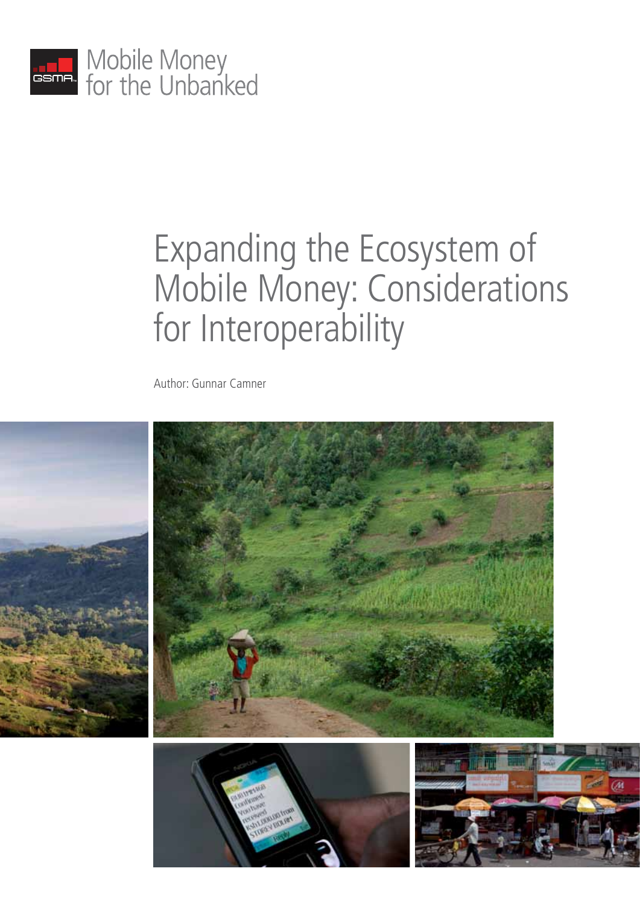Mobile Money for the Unbanked

# Expanding the Ecosystem of Mobile Money: Considerations for Interoperability

Author: Gunnar Camner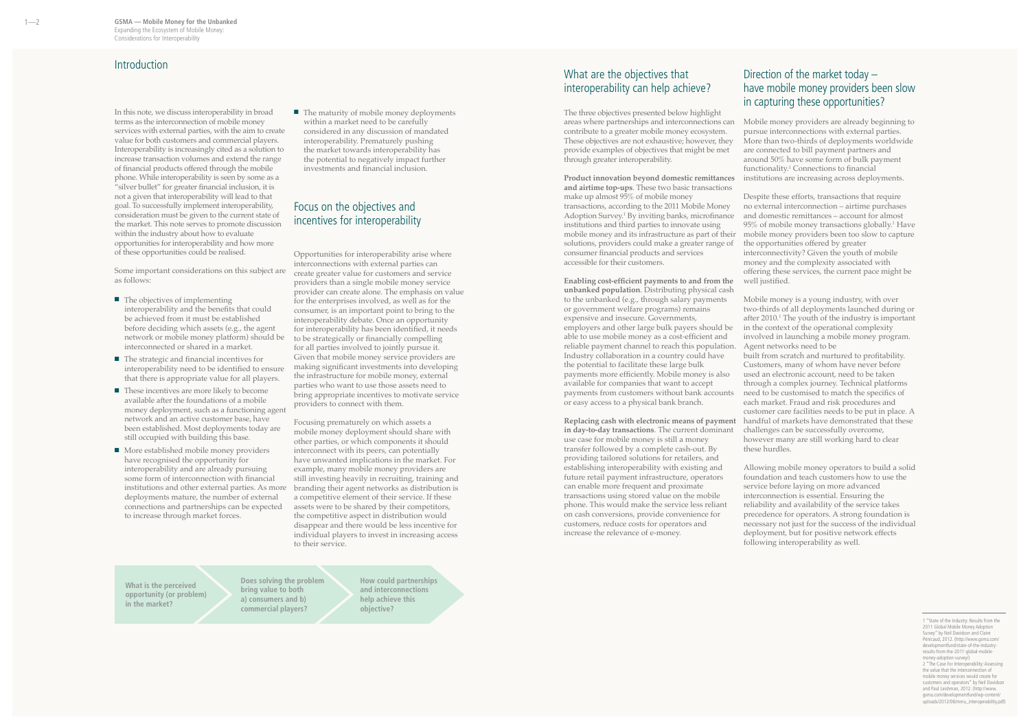## Introduction

In this note, we discuss interoperability in broad terms as the interconnection of mobile money services with external parties, with the aim to create value for both customers and commercial players. Interoperability is increasingly cited as a solution to increase transaction volumes and extend the range of financial products offered through the mobile phone. While interoperability is seen by some as a "silver bullet" for greater financial inclusion, it is not a given that interoperability will lead to that goal. To successfully implement interoperability, consideration must be given to the current state of the market. This note serves to promote discussion within the industry about how to evaluate opportunities for interoperability and how more of these opportunities could be realised.

Some important considerations on this subject are as follows:

- The objectives of implementing interoperability and the benefits that could be achieved from it must be established before deciding which assets (e.g., the agent network or mobile money platform) should be interconnected or shared in a market.
- The strategic and financial incentives for interoperability need to be identified to ensure that there is appropriate value for all players.
- These incentives are more likely to become available after the foundations of a mobile money deployment, such as a functioning agent network and an active customer base, have been established. Most deployments today are still occupied with building this base.
- More established mobile money providers have recognised the opportunity for interoperability and are already pursuing some form of interconnection with financial institutions and other external parties. As more deployments mature, the number of external connections and partnerships can be expected to increase through market forces.
- The maturity of mobile money deployments within a market need to be carefully considered in any discussion of mandated interoperability. Prematurely pushing the market towards interoperability has the potential to negatively impact further investments and financial inclusion.

## Focus on the objectives and incentives for interoperability

Opportunities for interoperability arise where interconnections with external parties can create greater value for customers and service providers than a single mobile money service provider can create alone. The emphasis on value for the enterprises involved, as well as for the consumer, is an important point to bring to the interoperability debate. Once an opportunity for interoperability has been identified, it needs to be strategically or financially compelling for all parties involved to jointly pursue it. Given that mobile money service providers are making significant investments into developing the infrastructure for mobile money, external parties who want to use those assets need to bring appropriate incentives to motivate service providers to connect with them.

Focusing prematurely on which assets a mobile money deployment should share with other parties, or which components it should interconnect with its peers, can potentially have unwanted implications in the market. For example, many mobile money providers are still investing heavily in recruiting, training and branding their agent networks as distribution is a competitive element of their service. If these assets were to be shared by their competitors, the competitive aspect in distribution would disappear and there would be less incentive for individual players to invest in increasing access to their service.

**What is the perceived opportunity (or problem) in the market?** → **Does solving the problem bring value to both a) consumers and b) commercial players?** → **How could partnerships and interconnections help achieve this objective?**

## What are the objectives that interoperability can help achieve?

The three objectives presented below highlight areas where partnerships and interconnections can contribute to a greater mobile money ecosystem. These objectives are not exhaustive; however, they provide examples of objectives that might be met through greater interoperability.

**Product innovation beyond domestic remittances and airtime top-ups**. These two basic transactions make up almost 95% of mobile money transactions, according to the 2011 Mobile Money Adoption Survey.[1] By inviting banks, microfinance institutions and third parties to innovate using mobile money and its infrastructure as part of their solutions, providers could make a greater range of consumer financial products and services accessible for their customers.

**Enabling cost-efficient payments to and from the unbanked population**. Distributing physical cash to the unbanked (e.g., through salary payments or government welfare programs) remains expensive and insecure. Governments, employers and other large bulk payers should be able to use mobile money as a cost-efficient and reliable payment channel to reach this population. Industry collaboration in a country could have the potential to facilitate these large bulk payments more efficiently. Mobile money is also available for companies that want to accept payments from customers without bank accounts or easy access to a physical bank branch.

**Replacing cash with electronic means of payment in day-to-day transactions**. The current dominant use case for mobile money is still a money transfer followed by a complete cash-out. By providing tailored solutions for retailers, and establishing interoperability with existing and future retail payment infrastructure, operators can enable more frequent and proximate transactions using stored value on the mobile phone. This would make the service less reliant on cash conversions, provide convenience for customers, reduce costs for operators and increase the relevance of e-money.

## Direction of the market today – have mobile money providers been slow in capturing these opportunities?

Mobile money providers are already beginning to pursue interconnections with external parties. More than two-thirds of deployments worldwide are connected to bill payment partners and around 50% have some form of bulk payment functionality.[1] Connections to financial institutions are increasing across deployments.

Despite these efforts, transactions that require no external interconnection – airtime purchases and domestic remittances – account for almost 95% of mobile money transactions globally.[1] Have mobile money providers been too slow to capture the opportunities offered by greater interconnectivity? Given the youth of mobile money and the complexity associated with offering these services, the current pace might be well justified.

Mobile money is a young industry, with over two-thirds of all deployments launched during or after 2010.[1] The youth of the industry is important in the context of the operational complexity involved in launching a mobile money program. Agent networks need to be built from scratch and nurtured to profitability. Customers, many of whom have never before used an electronic account, need to be taken through a complex journey. Technical platforms need to be customised to match the specifics of each market. Fraud and risk procedures and customer care facilities needs to be put in place. A handful of markets have demonstrated that these challenges can be successfully overcome, however many are still working hard to clear these hurdles.

Allowing mobile money operators to build a solid foundation and teach customers how to use the service before laying on more advanced interconnection is essential. Ensuring the reliability and availability of the service takes precedence for operators. A strong foundation is necessary not just for the success of the individual deployment, but for positive network effects following interoperability as well.

---

1 "State of the Industry: Results from the 2011 Global Mobile Money Adoption Survey" by Neil Davidson and Claire Pénicaud, 2012. (http://www.gsma.com/developmentfund/state-of-the-industry-results-from-the-2011-global-mobile-money-adoption-survey/)

2 "The Case For Interoperability: Assessing the value that the interconnection of mobile money services would create for customers and operators" by Neil Davidson and Paul Leishman, 2012. (http://www.gsma.com/developmentfund/wp-content/uploads/2012/06/mmu_interoperability.pdf)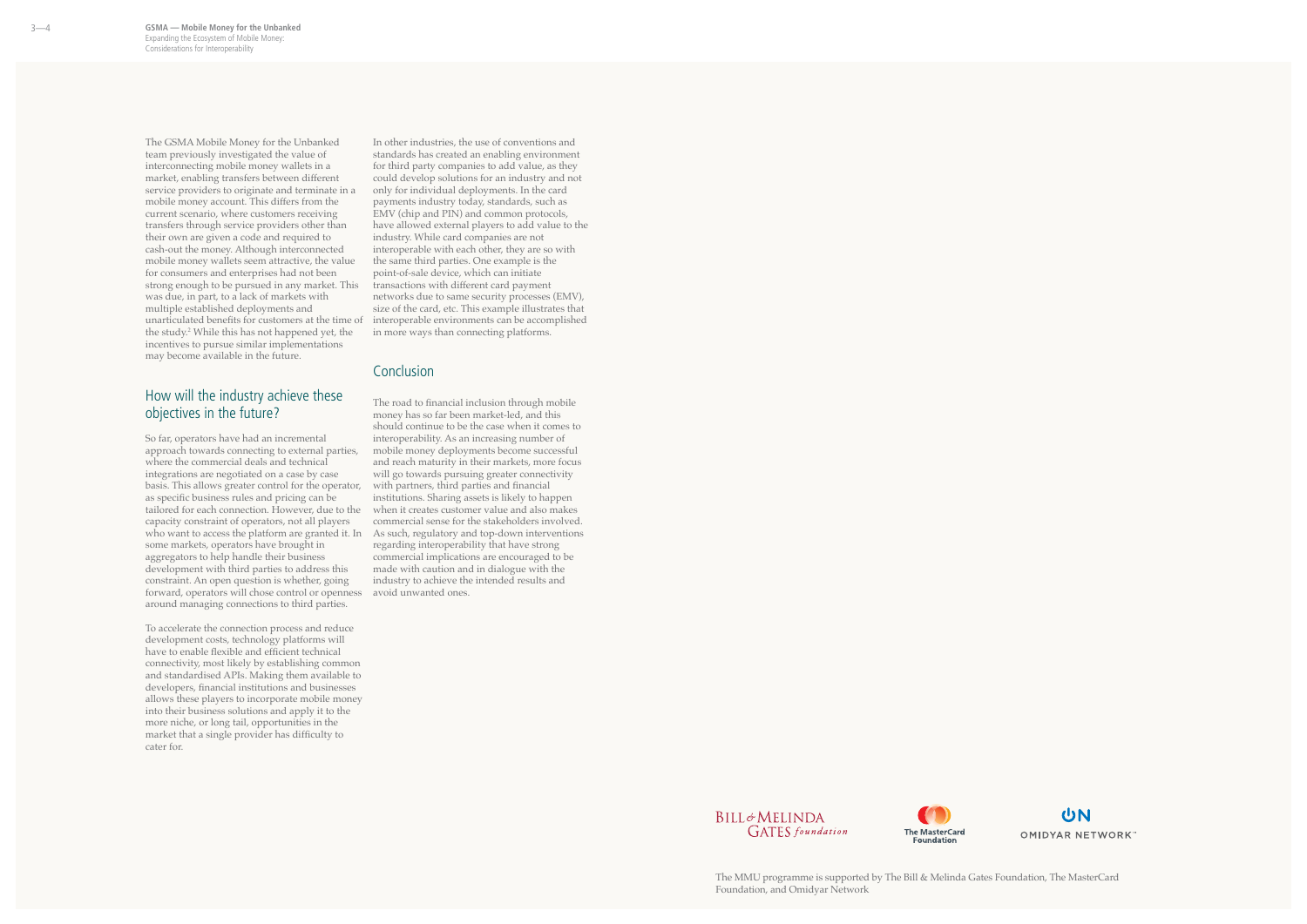The GSMA Mobile Money for the Unbanked team previously investigated the value of interconnecting mobile money wallets in a market, enabling transfers between different service providers to originate and terminate in a mobile money account. This differs from the current scenario, where customers receiving transfers through service providers other than their own are given a code and required to cash-out the money. Although interconnected mobile money wallets seem attractive, the value for consumers and enterprises had not been strong enough to be pursued in any market. This was due, in part, to a lack of markets with multiple established deployments and unarticulated benefits for customers at the time of the study.[2] While this has not happened yet, the incentives to pursue similar implementations may become available in the future.

## How will the industry achieve these objectives in the future?

So far, operators have had an incremental approach towards connecting to external parties, where the commercial deals and technical integrations are negotiated on a case by case basis. This allows greater control for the operator, as specific business rules and pricing can be tailored for each connection. However, due to the capacity constraint of operators, not all players who want to access the platform are granted it. In some markets, operators have brought in aggregators to help handle their business development with third parties to address this constraint. An open question is whether, going forward, operators will chose control or openness around managing connections to third parties.

To accelerate the connection process and reduce development costs, technology platforms will have to enable flexible and efficient technical connectivity, most likely by establishing common and standardised APIs. Making them available to developers, financial institutions and businesses allows these players to incorporate mobile money into their business solutions and apply it to the more niche, or long tail, opportunities in the market that a single provider has difficulty to cater for.

In other industries, the use of conventions and standards has created an enabling environment for third party companies to add value, as they could develop solutions for an industry and not only for individual deployments. In the card payments industry today, standards, such as EMV (chip and PIN) and common protocols, have allowed external players to add value to the industry. While card companies are not interoperable with each other, they are so with the same third parties. One example is the point-of-sale device, which can initiate transactions with different card payment networks due to same security processes (EMV), size of the card, etc. This example illustrates that interoperable environments can be accomplished in more ways than connecting platforms.

## Conclusion

The road to financial inclusion through mobile money has so far been market-led, and this should continue to be the case when it comes to interoperability. As an increasing number of mobile money deployments become successful and reach maturity in their markets, more focus will go towards pursuing greater connectivity with partners, third parties and financial institutions. Sharing assets is likely to happen when it creates customer value and also makes commercial sense for the stakeholders involved. As such, regulatory and top-down interventions regarding interoperability that have strong commercial implications are encouraged to be made with caution and in dialogue with the industry to achieve the intended results and avoid unwanted ones.

The MMU programme is supported by The Bill & Melinda Gates Foundation, The MasterCard Foundation, and Omidyar Network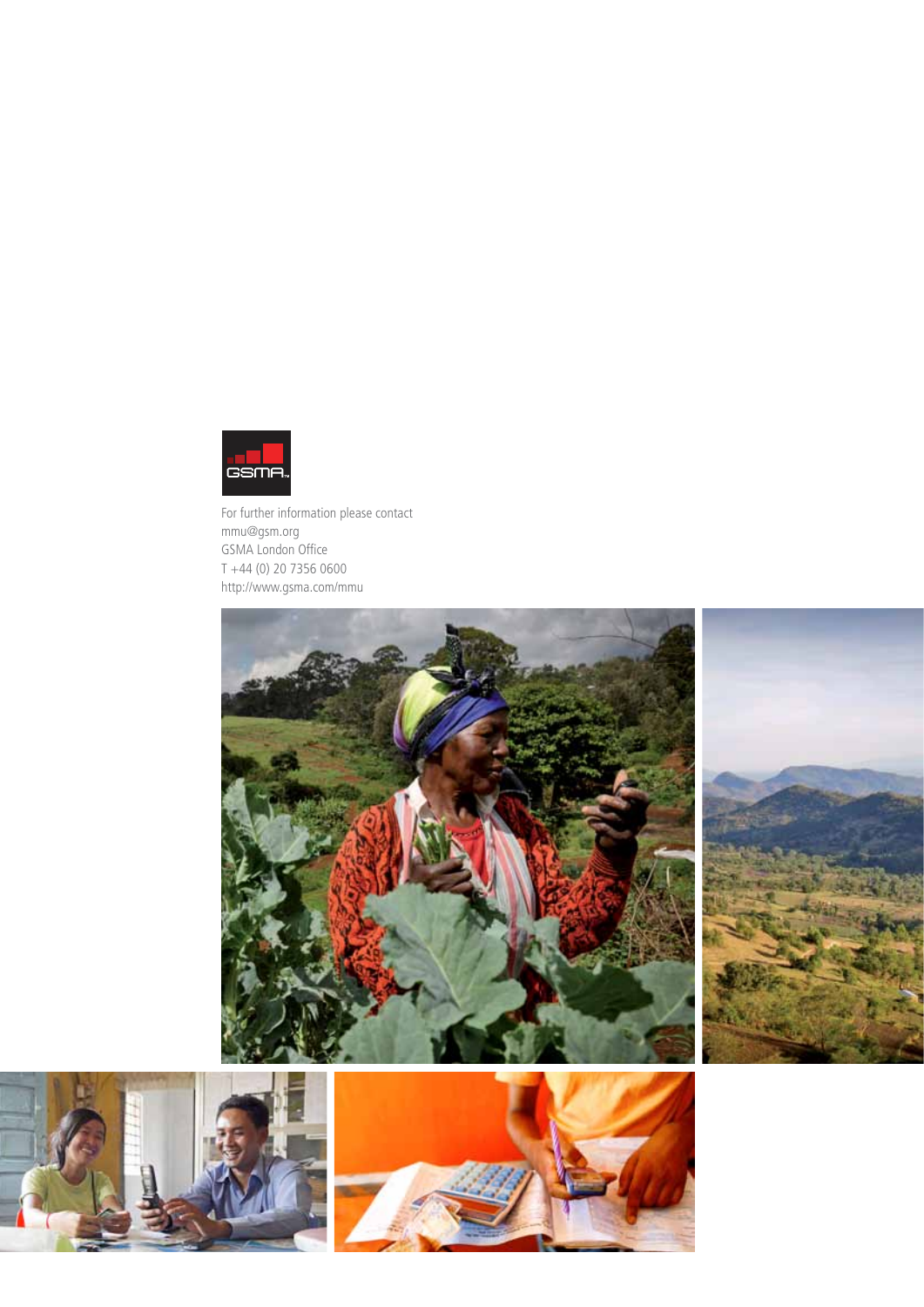For further information please contact
mmu@gsm.org
GSMA London Office
T +44 (0) 20 7356 0600
http://www.gsma.com/mmu